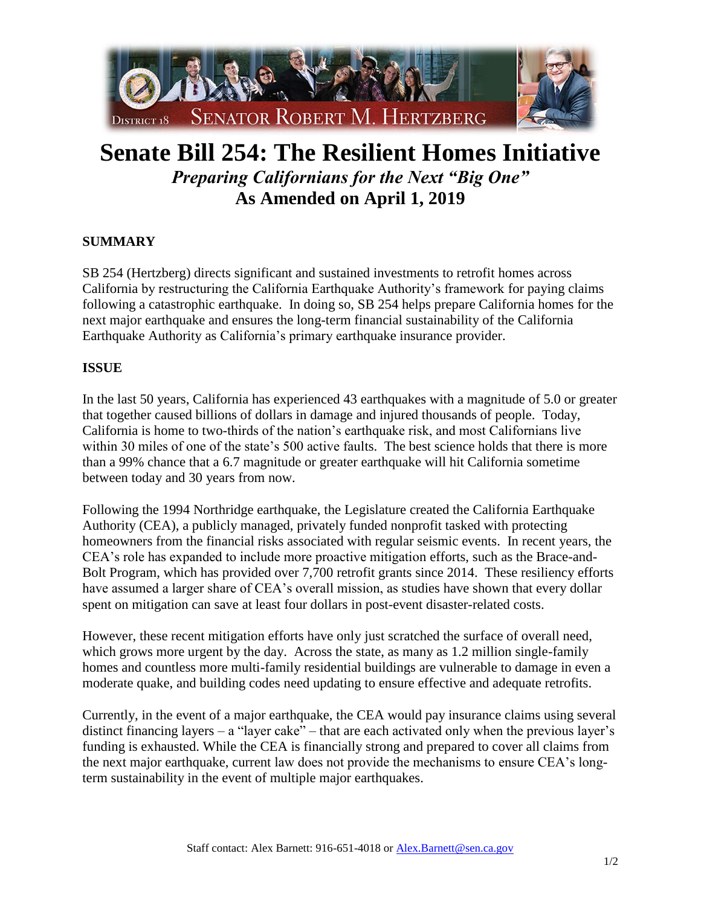DISTRICT 18 SENATOR ROBERT M. HERTZBERG

# Senate Bill 254: The Resilient Homes Initiative

### *Preparing Californians for the Next "Big One"*

### As Amended on April 1, 2019

**SUMMARY**

SB 254 (Hertzberg) directs significant and sustained investments to retrofit homes across California by restructuring the California Earthquake Authority's framework for paying claims following a catastrophic earthquake. In doing so, SB 254 helps prepare California homes for the next major earthquake and ensures the long-term financial sustainability of the California Earthquake Authority as California's primary earthquake insurance provider.

**ISSUE**

In the last 50 years, California has experienced 43 earthquakes with a magnitude of 5.0 or greater that together caused billions of dollars in damage and injured thousands of people. Today, California is home to two-thirds of the nation's earthquake risk, and most Californians live within 30 miles of one of the state's 500 active faults. The best science holds that there is more than a 99% chance that a 6.7 magnitude or greater earthquake will hit California sometime between today and 30 years from now.

Following the 1994 Northridge earthquake, the Legislature created the California Earthquake Authority (CEA), a publicly managed, privately funded nonprofit tasked with protecting homeowners from the financial risks associated with regular seismic events. In recent years, the CEA's role has expanded to include more proactive mitigation efforts, such as the Brace-and-Bolt Program, which has provided over 7,700 retrofit grants since 2014. These resiliency efforts have assumed a larger share of CEA's overall mission, as studies have shown that every dollar spent on mitigation can save at least four dollars in post-event disaster-related costs.

However, these recent mitigation efforts have only just scratched the surface of overall need, which grows more urgent by the day. Across the state, as many as 1.2 million single-family homes and countless more multi-family residential buildings are vulnerable to damage in even a moderate quake, and building codes need updating to ensure effective and adequate retrofits.

Currently, in the event of a major earthquake, the CEA would pay insurance claims using several distinct financing layers – a "layer cake" – that are each activated only when the previous layer's funding is exhausted. While the CEA is financially strong and prepared to cover all claims from the next major earthquake, current law does not provide the mechanisms to ensure CEA's long-term sustainability in the event of multiple major earthquakes.

Staff contact: Alex Barnett: 916-651-4018 or Alex.Barnett@sen.ca.gov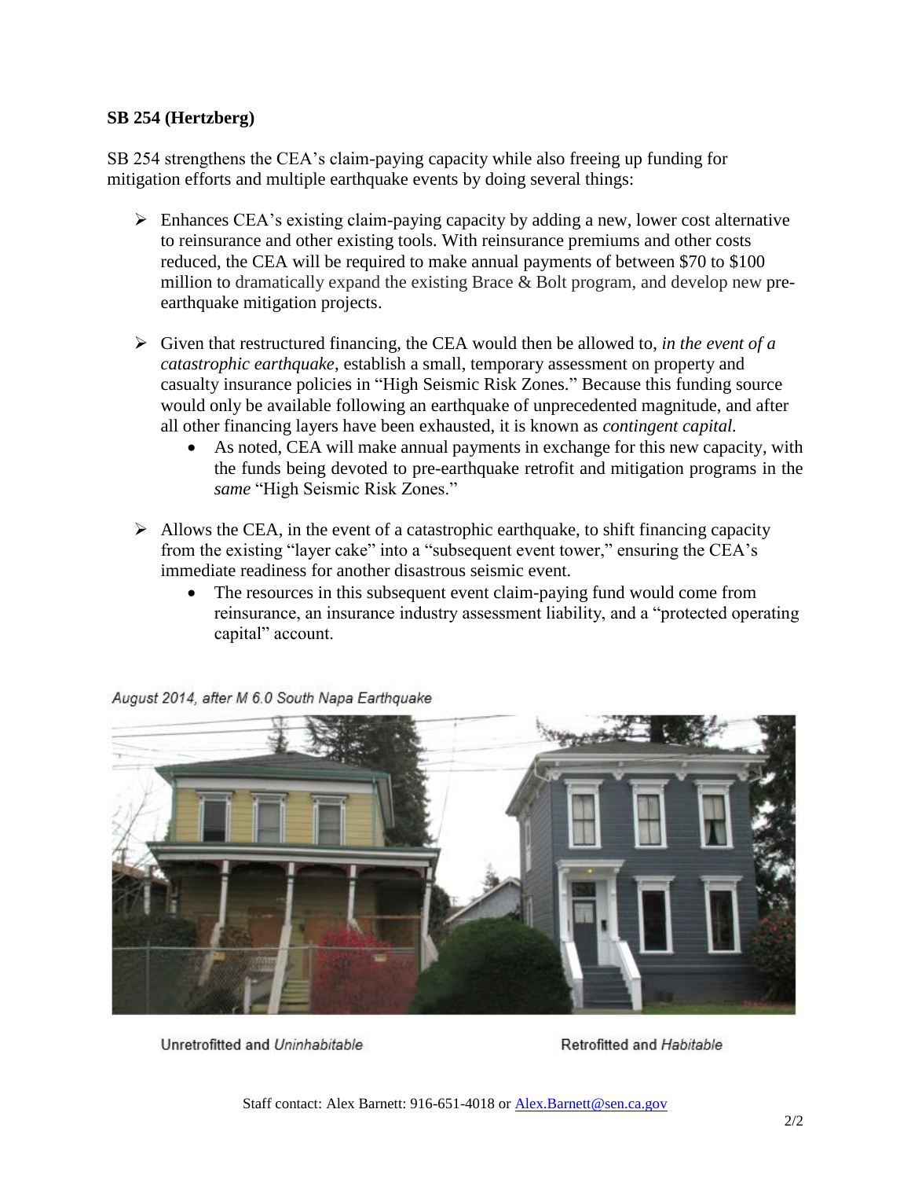**SB 254 (Hertzberg)**

SB 254 strengthens the CEA's claim-paying capacity while also freeing up funding for mitigation efforts and multiple earthquake events by doing several things:

- Enhances CEA's existing claim-paying capacity by adding a new, lower cost alternative to reinsurance and other existing tools. With reinsurance premiums and other costs reduced, the CEA will be required to make annual payments of between $70 to $100 million to dramatically expand the existing Brace & Bolt program, and develop new pre-earthquake mitigation projects.

- Given that restructured financing, the CEA would then be allowed to, *in the event of a catastrophic earthquake*, establish a small, temporary assessment on property and casualty insurance policies in "High Seismic Risk Zones." Because this funding source would only be available following an earthquake of unprecedented magnitude, and after all other financing layers have been exhausted, it is known as *contingent capital.*
  - As noted, CEA will make annual payments in exchange for this new capacity, with the funds being devoted to pre-earthquake retrofit and mitigation programs in the *same* "High Seismic Risk Zones."

- Allows the CEA, in the event of a catastrophic earthquake, to shift financing capacity from the existing "layer cake" into a "subsequent event tower," ensuring the CEA's immediate readiness for another disastrous seismic event.
  - The resources in this subsequent event claim-paying fund would come from reinsurance, an insurance industry assessment liability, and a "protected operating capital" account.

*August 2014, after M 6.0 South Napa Earthquake*

Unretrofitted and *Uninhabitable*

Retrofitted and *Habitable*

Staff contact: Alex Barnett: 916-651-4018 or [Alex.Barnett@sen.ca.gov](mailto:Alex.Barnett@sen.ca.gov)